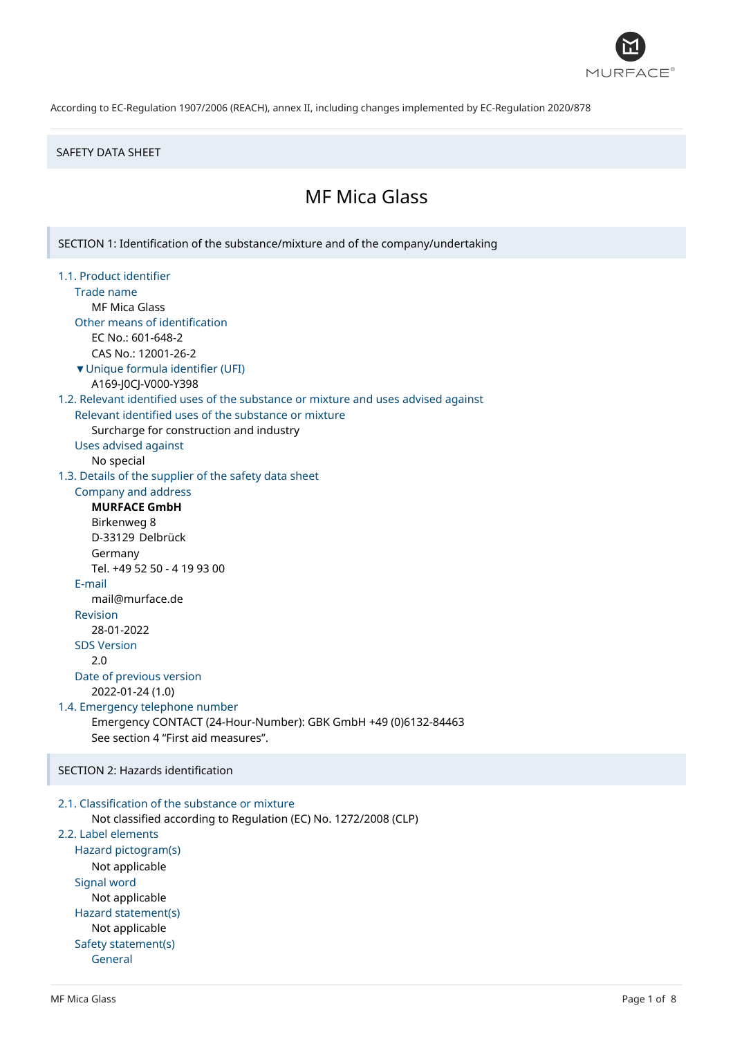According to EC-Regulation 1907/2006 (REACH), annex II, including changes implemented by EC-Regulation 2020/878

SAFETY DATA SHEET

# MF Mica Glass

## SECTION 1: Identification of the substance/mixture and of the company/undertaking

### 1.1. Product identifier

**Trade name**

MF Mica Glass

**Other means of identification**

EC No.: 601-648-2

CAS No.: 12001-26-2

**▼Unique formula identifier (UFI)**

A169-J0CJ-V000-Y398

### 1.2. Relevant identified uses of the substance or mixture and uses advised against

**Relevant identified uses of the substance or mixture**

Surcharge for construction and industry

**Uses advised against**

No special

### 1.3. Details of the supplier of the safety data sheet

**Company and address**

**MURFACE GmbH**
Birkenweg 8
D-33129 Delbrück
Germany
Tel. +49 52 50 - 4 19 93 00

**E-mail**

mail@murface.de

**Revision**

28-01-2022

**SDS Version**

2.0

**Date of previous version**

2022-01-24 (1.0)

### 1.4. Emergency telephone number

Emergency CONTACT (24-Hour-Number): GBK GmbH +49 (0)6132-84463

See section 4 "First aid measures".

## SECTION 2: Hazards identification

### 2.1. Classification of the substance or mixture

Not classified according to Regulation (EC) No. 1272/2008 (CLP)

### 2.2. Label elements

**Hazard pictogram(s)**

Not applicable

**Signal word**

Not applicable

**Hazard statement(s)**

Not applicable

**Safety statement(s)**

General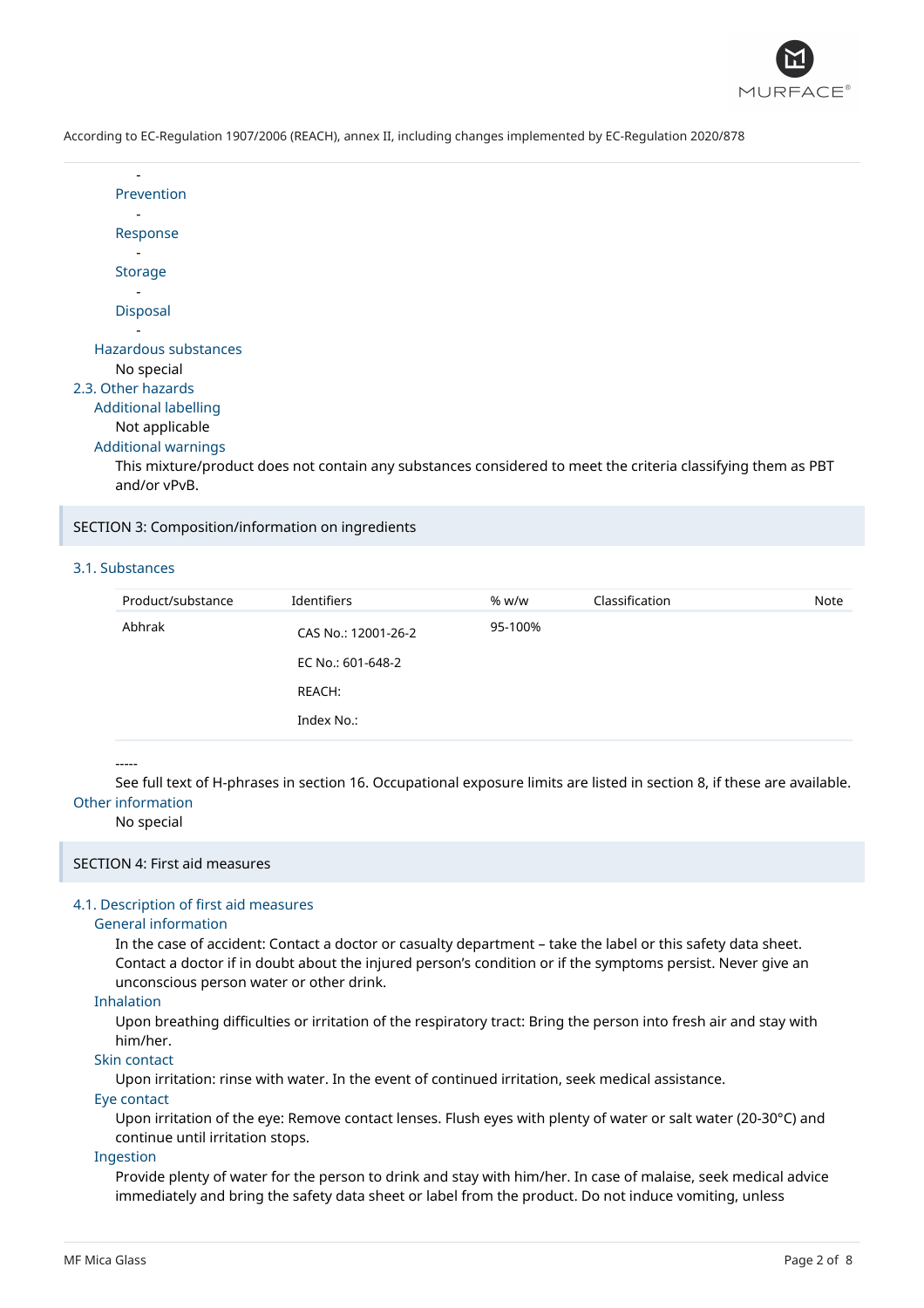-

Prevention

-

Response

-

Storage

-

Disposal

-

### Hazardous substances

No special

## 2.3. Other hazards

### Additional labelling

Not applicable

### Additional warnings

This mixture/product does not contain any substances considered to meet the criteria classifying them as PBT and/or vPvB.

# SECTION 3: Composition/information on ingredients

## 3.1. Substances

| Product/substance | Identifiers | % w/w | Classification | Note |
|---|---|---|---|---|
| Abhrak | CAS No.: 12001-26-2<br>EC No.: 601-648-2<br>REACH:<br>Index No.: | 95-100% | | |

-----

See full text of H-phrases in section 16. Occupational exposure limits are listed in section 8, if these are available.

### Other information

No special

# SECTION 4: First aid measures

## 4.1. Description of first aid measures

### General information

In the case of accident: Contact a doctor or casualty department – take the label or this safety data sheet. Contact a doctor if in doubt about the injured person's condition or if the symptoms persist. Never give an unconscious person water or other drink.

### Inhalation

Upon breathing difficulties or irritation of the respiratory tract: Bring the person into fresh air and stay with him/her.

### Skin contact

Upon irritation: rinse with water. In the event of continued irritation, seek medical assistance.

### Eye contact

Upon irritation of the eye: Remove contact lenses. Flush eyes with plenty of water or salt water (20-30°C) and continue until irritation stops.

### Ingestion

Provide plenty of water for the person to drink and stay with him/her. In case of malaise, seek medical advice immediately and bring the safety data sheet or label from the product. Do not induce vomiting, unless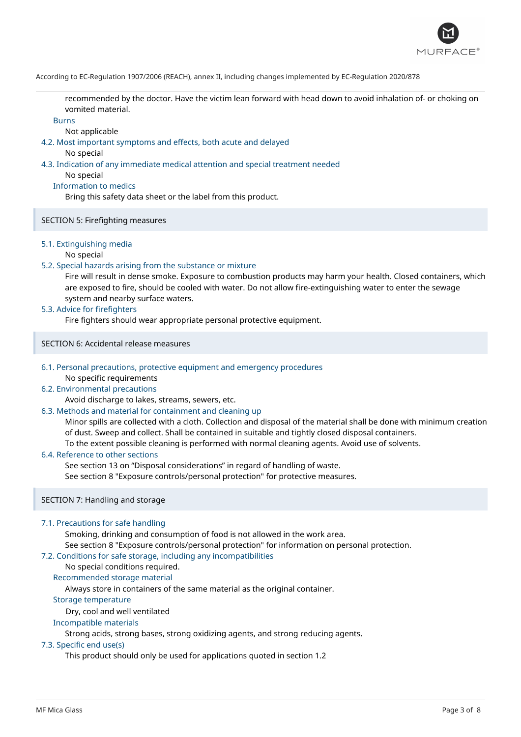recommended by the doctor. Have the victim lean forward with head down to avoid inhalation of- or choking on vomited material.

### Burns

Not applicable

### 4.2. Most important symptoms and effects, both acute and delayed

No special

### 4.3. Indication of any immediate medical attention and special treatment needed

No special

### Information to medics

Bring this safety data sheet or the label from this product.

## SECTION 5: Firefighting measures

### 5.1. Extinguishing media

No special

### 5.2. Special hazards arising from the substance or mixture

Fire will result in dense smoke. Exposure to combustion products may harm your health. Closed containers, which are exposed to fire, should be cooled with water. Do not allow fire-extinguishing water to enter the sewage system and nearby surface waters.

### 5.3. Advice for firefighters

Fire fighters should wear appropriate personal protective equipment.

## SECTION 6: Accidental release measures

### 6.1. Personal precautions, protective equipment and emergency procedures

No specific requirements

### 6.2. Environmental precautions

Avoid discharge to lakes, streams, sewers, etc.

### 6.3. Methods and material for containment and cleaning up

Minor spills are collected with a cloth. Collection and disposal of the material shall be done with minimum creation of dust. Sweep and collect. Shall be contained in suitable and tightly closed disposal containers.
To the extent possible cleaning is performed with normal cleaning agents. Avoid use of solvents.

### 6.4. Reference to other sections

See section 13 on “Disposal considerations” in regard of handling of waste.
See section 8 "Exposure controls/personal protection" for protective measures.

## SECTION 7: Handling and storage

### 7.1. Precautions for safe handling

Smoking, drinking and consumption of food is not allowed in the work area.
See section 8 "Exposure controls/personal protection" for information on personal protection.

### 7.2. Conditions for safe storage, including any incompatibilities

No special conditions required.

### Recommended storage material

Always store in containers of the same material as the original container.

### Storage temperature

Dry, cool and well ventilated

### Incompatible materials

Strong acids, strong bases, strong oxidizing agents, and strong reducing agents.

### 7.3. Specific end use(s)

This product should only be used for applications quoted in section 1.2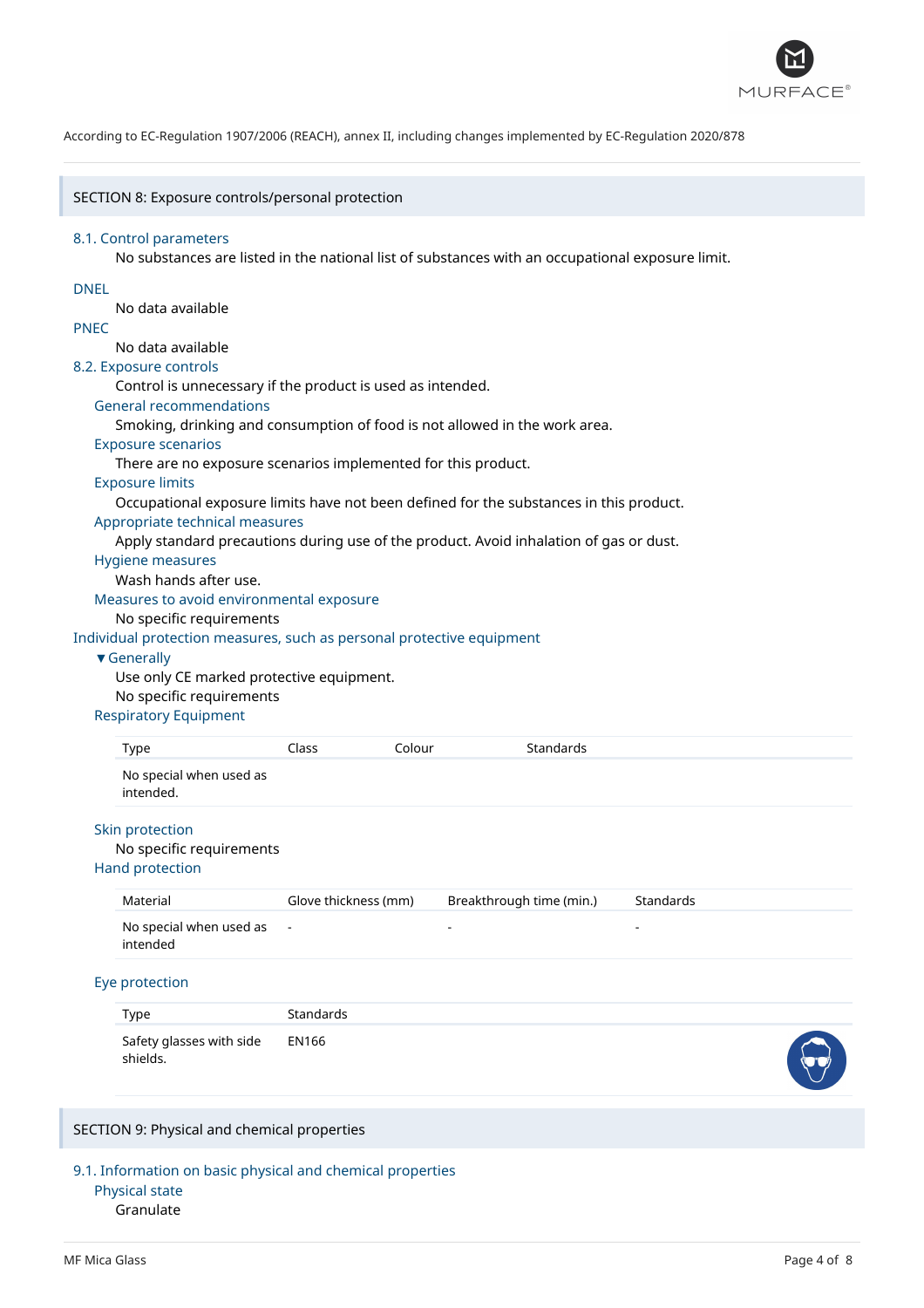According to EC-Regulation 1907/2006 (REACH), annex II, including changes implemented by EC-Regulation 2020/878

## SECTION 8: Exposure controls/personal protection

### 8.1. Control parameters

No substances are listed in the national list of substances with an occupational exposure limit.

**DNEL**

No data available

**PNEC**

No data available

### 8.2. Exposure controls

Control is unnecessary if the product is used as intended.

**General recommendations**

Smoking, drinking and consumption of food is not allowed in the work area.

**Exposure scenarios**

There are no exposure scenarios implemented for this product.

**Exposure limits**

Occupational exposure limits have not been defined for the substances in this product.

**Appropriate technical measures**

Apply standard precautions during use of the product. Avoid inhalation of gas or dust.

**Hygiene measures**

Wash hands after use.

**Measures to avoid environmental exposure**

No specific requirements

**Individual protection measures, such as personal protective equipment**

**▼Generally**

Use only CE marked protective equipment.

No specific requirements

**Respiratory Equipment**

| Type | Class | Colour | Standards |
|---|---|---|---|
| No special when used as intended. | | | |

**Skin protection**

No specific requirements

**Hand protection**

| Material | Glove thickness (mm) | Breakthrough time (min.) | Standards |
|---|---|---|---|
| No special when used as intended | - | - | - |

**Eye protection**

| Type | Standards |
|---|---|
| Safety glasses with side shields. | EN166 |

## SECTION 9: Physical and chemical properties

### 9.1. Information on basic physical and chemical properties

**Physical state**

Granulate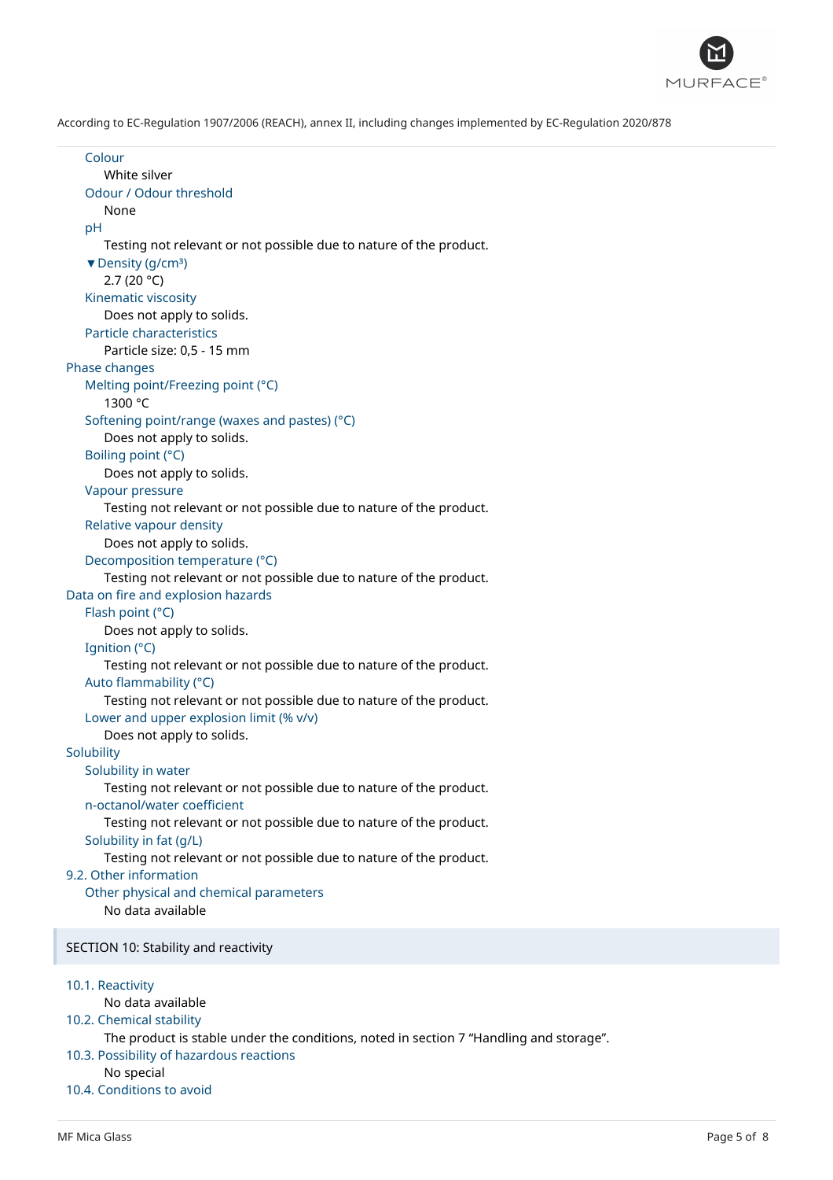According to EC-Regulation 1907/2006 (REACH), annex II, including changes implemented by EC-Regulation 2020/878

**Colour**
White silver

**Odour / Odour threshold**
None

**pH**
Testing not relevant or not possible due to nature of the product.

**▼Density (g/cm³)**
2.7 (20 °C)

**Kinematic viscosity**
Does not apply to solids.

**Particle characteristics**
Particle size: 0,5 - 15 mm

**Phase changes**

**Melting point/Freezing point (°C)**
1300 °C

**Softening point/range (waxes and pastes) (°C)**
Does not apply to solids.

**Boiling point (°C)**
Does not apply to solids.

**Vapour pressure**
Testing not relevant or not possible due to nature of the product.

**Relative vapour density**
Does not apply to solids.

**Decomposition temperature (°C)**
Testing not relevant or not possible due to nature of the product.

**Data on fire and explosion hazards**

**Flash point (°C)**
Does not apply to solids.

**Ignition (°C)**
Testing not relevant or not possible due to nature of the product.

**Auto flammability (°C)**
Testing not relevant or not possible due to nature of the product.

**Lower and upper explosion limit (% v/v)**
Does not apply to solids.

**Solubility**

**Solubility in water**
Testing not relevant or not possible due to nature of the product.

**n-octanol/water coefficient**
Testing not relevant or not possible due to nature of the product.

**Solubility in fat (g/L)**
Testing not relevant or not possible due to nature of the product.

### 9.2. Other information

**Other physical and chemical parameters**
No data available

## SECTION 10: Stability and reactivity

### 10.1. Reactivity
No data available

### 10.2. Chemical stability
The product is stable under the conditions, noted in section 7 “Handling and storage”.

### 10.3. Possibility of hazardous reactions
No special

### 10.4. Conditions to avoid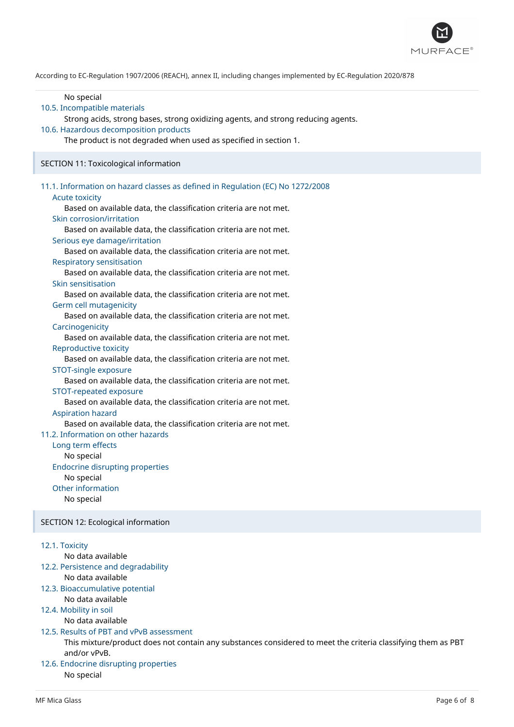No special

### 10.5. Incompatible materials

Strong acids, strong bases, strong oxidizing agents, and strong reducing agents.

### 10.6. Hazardous decomposition products

The product is not degraded when used as specified in section 1.

## SECTION 11: Toxicological information

### 11.1. Information on hazard classes as defined in Regulation (EC) No 1272/2008

#### Acute toxicity

Based on available data, the classification criteria are not met.

#### Skin corrosion/irritation

Based on available data, the classification criteria are not met.

#### Serious eye damage/irritation

Based on available data, the classification criteria are not met.

#### Respiratory sensitisation

Based on available data, the classification criteria are not met.

#### Skin sensitisation

Based on available data, the classification criteria are not met.

#### Germ cell mutagenicity

Based on available data, the classification criteria are not met.

#### Carcinogenicity

Based on available data, the classification criteria are not met.

#### Reproductive toxicity

Based on available data, the classification criteria are not met.

#### STOT-single exposure

Based on available data, the classification criteria are not met.

#### STOT-repeated exposure

Based on available data, the classification criteria are not met.

#### Aspiration hazard

Based on available data, the classification criteria are not met.

### 11.2. Information on other hazards

#### Long term effects

No special

#### Endocrine disrupting properties

No special

#### Other information

No special

## SECTION 12: Ecological information

### 12.1. Toxicity

No data available

### 12.2. Persistence and degradability

No data available

### 12.3. Bioaccumulative potential

No data available

### 12.4. Mobility in soil

No data available

### 12.5. Results of PBT and vPvB assessment

This mixture/product does not contain any substances considered to meet the criteria classifying them as PBT and/or vPvB.

### 12.6. Endocrine disrupting properties

No special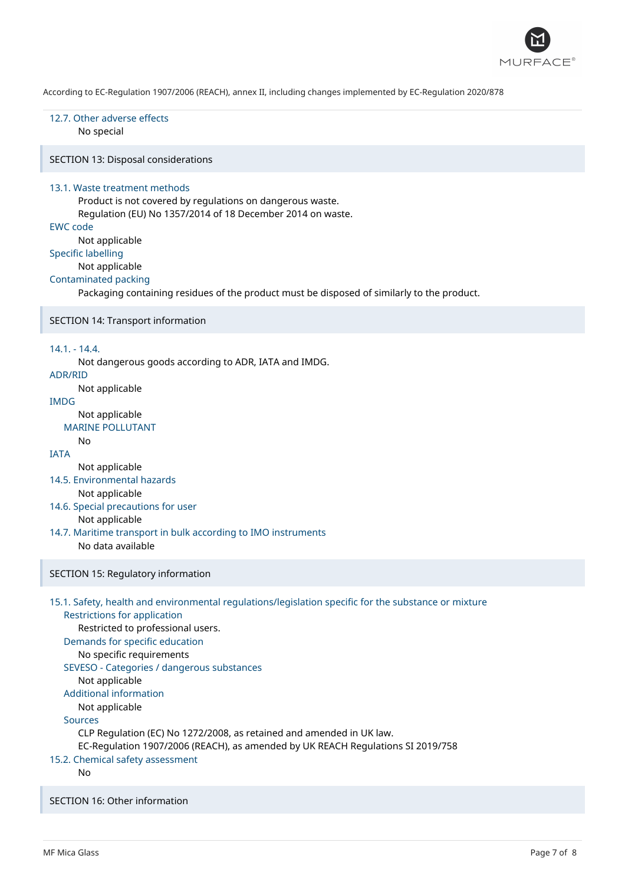#### 12.7. Other adverse effects

No special

## SECTION 13: Disposal considerations

#### 13.1. Waste treatment methods

Product is not covered by regulations on dangerous waste.
Regulation (EU) No 1357/2014 of 18 December 2014 on waste.

**EWC code**

Not applicable

**Specific labelling**

Not applicable

**Contaminated packing**

Packaging containing residues of the product must be disposed of similarly to the product.

## SECTION 14: Transport information

#### 14.1. - 14.4.

Not dangerous goods according to ADR, IATA and IMDG.

**ADR/RID**

Not applicable

**IMDG**

Not applicable

**MARINE POLLUTANT**

No

**IATA**

Not applicable

#### 14.5. Environmental hazards

Not applicable

#### 14.6. Special precautions for user

Not applicable

#### 14.7. Maritime transport in bulk according to IMO instruments

No data available

## SECTION 15: Regulatory information

#### 15.1. Safety, health and environmental regulations/legislation specific for the substance or mixture

**Restrictions for application**

Restricted to professional users.

**Demands for specific education**

No specific requirements

**SEVESO - Categories / dangerous substances**

Not applicable

**Additional information**

Not applicable

**Sources**

CLP Regulation (EC) No 1272/2008, as retained and amended in UK law.
EC-Regulation 1907/2006 (REACH), as amended by UK REACH Regulations SI 2019/758

#### 15.2. Chemical safety assessment

No

## SECTION 16: Other information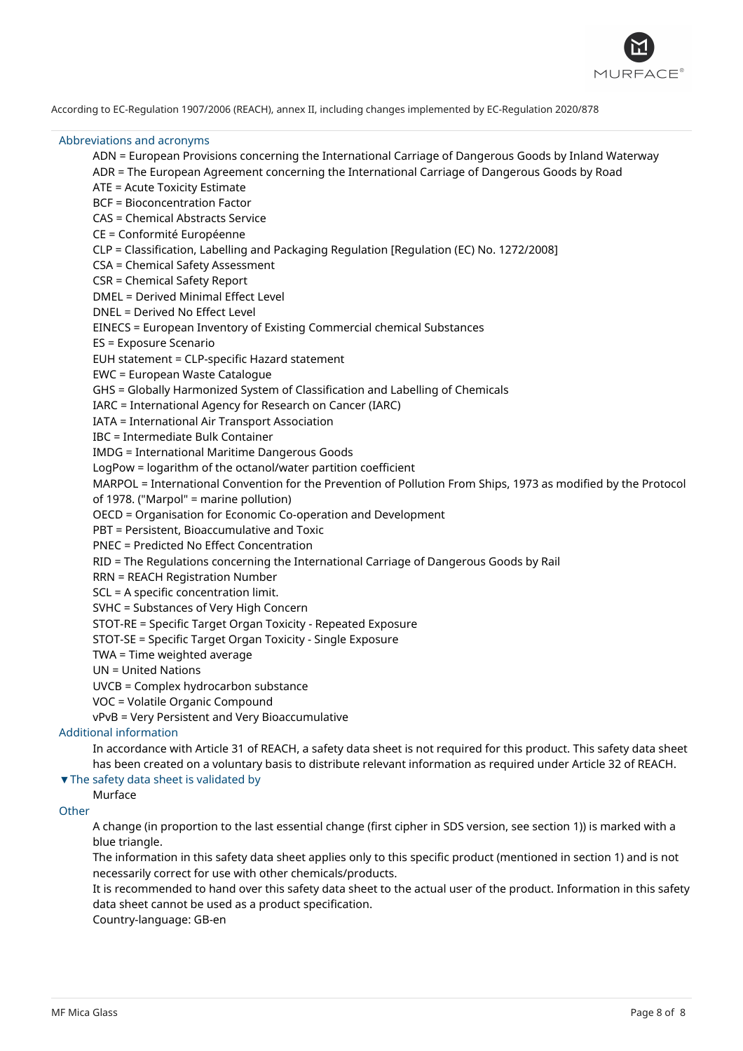According to EC-Regulation 1907/2006 (REACH), annex II, including changes implemented by EC-Regulation 2020/878

### Abbreviations and acronyms

ADN = European Provisions concerning the International Carriage of Dangerous Goods by Inland Waterway
ADR = The European Agreement concerning the International Carriage of Dangerous Goods by Road
ATE = Acute Toxicity Estimate
BCF = Bioconcentration Factor
CAS = Chemical Abstracts Service
CE = Conformité Européenne
CLP = Classification, Labelling and Packaging Regulation [Regulation (EC) No. 1272/2008]
CSA = Chemical Safety Assessment
CSR = Chemical Safety Report
DMEL = Derived Minimal Effect Level
DNEL = Derived No Effect Level
EINECS = European Inventory of Existing Commercial chemical Substances
ES = Exposure Scenario
EUH statement = CLP-specific Hazard statement
EWC = European Waste Catalogue
GHS = Globally Harmonized System of Classification and Labelling of Chemicals
IARC = International Agency for Research on Cancer (IARC)
IATA = International Air Transport Association
IBC = Intermediate Bulk Container
IMDG = International Maritime Dangerous Goods
LogPow = logarithm of the octanol/water partition coefficient
MARPOL = International Convention for the Prevention of Pollution From Ships, 1973 as modified by the Protocol of 1978. ("Marpol" = marine pollution)
OECD = Organisation for Economic Co-operation and Development
PBT = Persistent, Bioaccumulative and Toxic
PNEC = Predicted No Effect Concentration
RID = The Regulations concerning the International Carriage of Dangerous Goods by Rail
RRN = REACH Registration Number
SCL = A specific concentration limit.
SVHC = Substances of Very High Concern
STOT-RE = Specific Target Organ Toxicity - Repeated Exposure
STOT-SE = Specific Target Organ Toxicity - Single Exposure
TWA = Time weighted average
UN = United Nations
UVCB = Complex hydrocarbon substance
VOC = Volatile Organic Compound
vPvB = Very Persistent and Very Bioaccumulative

### Additional information

In accordance with Article 31 of REACH, a safety data sheet is not required for this product. This safety data sheet has been created on a voluntary basis to distribute relevant information as required under Article 32 of REACH.

### ▼The safety data sheet is validated by

Murface

### Other

A change (in proportion to the last essential change (first cipher in SDS version, see section 1)) is marked with a blue triangle.
The information in this safety data sheet applies only to this specific product (mentioned in section 1) and is not necessarily correct for use with other chemicals/products.
It is recommended to hand over this safety data sheet to the actual user of the product. Information in this safety data sheet cannot be used as a product specification.
Country-language: GB-en